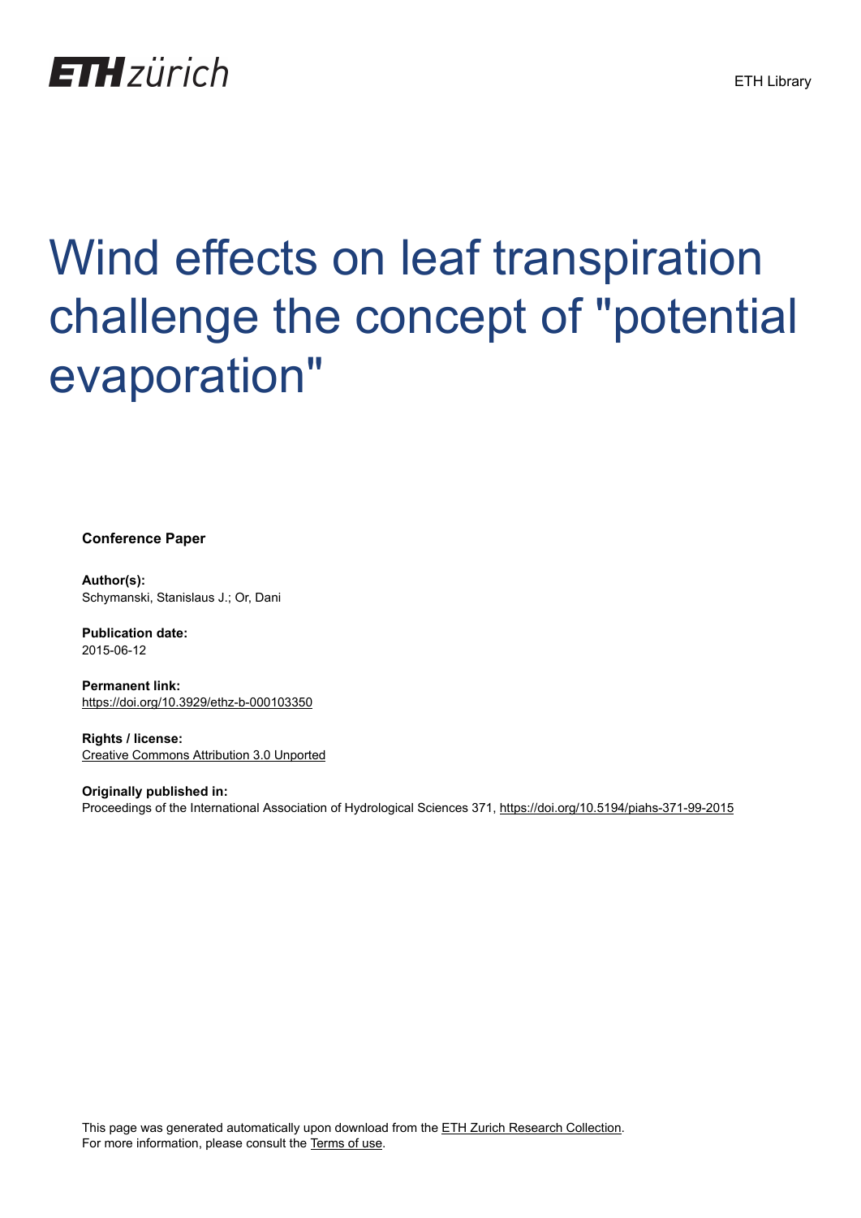# Wind effects on leaf transpiration challenge the concept of "potential evaporation"

**Conference Paper**

**Author(s):**
Schymanski, Stanislaus J.; Or, Dani

**Publication date:**
2015-06-12

**Permanent link:**
https://doi.org/10.3929/ethz-b-000103350

**Rights / license:**
Creative Commons Attribution 3.0 Unported

**Originally published in:**
Proceedings of the International Association of Hydrological Sciences 371, https://doi.org/10.5194/piahs-371-99-2015

This page was generated automatically upon download from the ETH Zurich Research Collection.
For more information, please consult the Terms of use.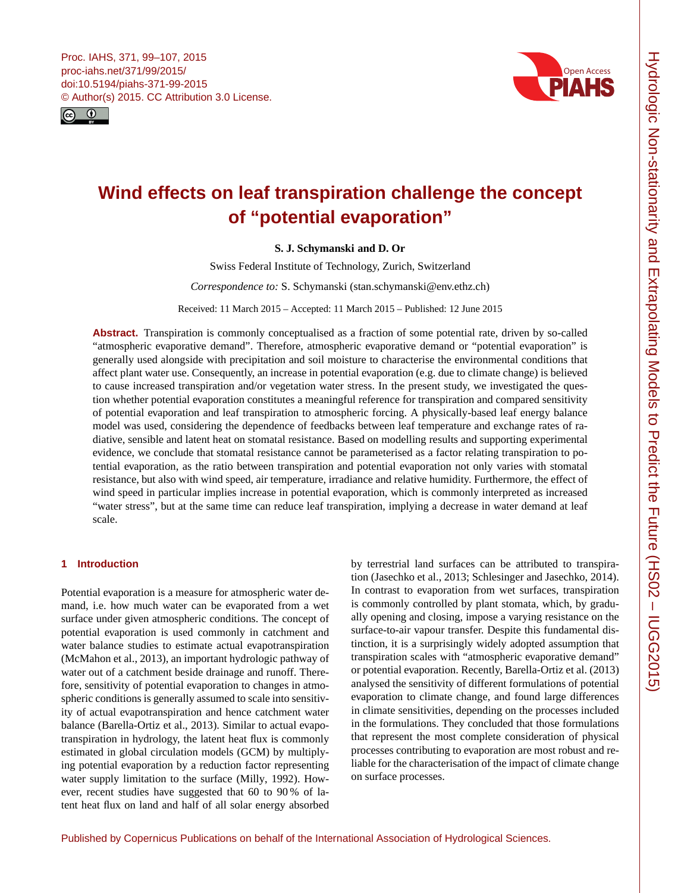# Wind effects on leaf transpiration challenge the concept of "potential evaporation"

**S. J. Schymanski and D. Or**

Swiss Federal Institute of Technology, Zurich, Switzerland

*Correspondence to:* S. Schymanski (stan.schymanski@env.ethz.ch)

Received: 11 March 2015 – Accepted: 11 March 2015 – Published: 12 June 2015

**Abstract.** Transpiration is commonly conceptualised as a fraction of some potential rate, driven by so-called "atmospheric evaporative demand". Therefore, atmospheric evaporative demand or "potential evaporation" is generally used alongside with precipitation and soil moisture to characterise the environmental conditions that affect plant water use. Consequently, an increase in potential evaporation (e.g. due to climate change) is believed to cause increased transpiration and/or vegetation water stress. In the present study, we investigated the question whether potential evaporation constitutes a meaningful reference for transpiration and compared sensitivity of potential evaporation and leaf transpiration to atmospheric forcing. A physically-based leaf energy balance model was used, considering the dependence of feedbacks between leaf temperature and exchange rates of radiative, sensible and latent heat on stomatal resistance. Based on modelling results and supporting experimental evidence, we conclude that stomatal resistance cannot be parameterised as a factor relating transpiration to potential evaporation, as the ratio between transpiration and potential evaporation not only varies with stomatal resistance, but also with wind speed, air temperature, irradiance and relative humidity. Furthermore, the effect of wind speed in particular implies increase in potential evaporation, which is commonly interpreted as increased "water stress", but at the same time can reduce leaf transpiration, implying a decrease in water demand at leaf scale.

## 1 Introduction

Potential evaporation is a measure for atmospheric water demand, i.e. how much water can be evaporated from a wet surface under given atmospheric conditions. The concept of potential evaporation is used commonly in catchment and water balance studies to estimate actual evapotranspiration (McMahon et al., 2013), an important hydrologic pathway of water out of a catchment beside drainage and runoff. Therefore, sensitivity of potential evaporation to changes in atmospheric conditions is generally assumed to scale into sensitivity of actual evapotranspiration and hence catchment water balance (Barella-Ortiz et al., 2013). Similar to actual evapotranspiration in hydrology, the latent heat flux is commonly estimated in global circulation models (GCM) by multiplying potential evaporation by a reduction factor representing water supply limitation to the surface (Milly, 1992). However, recent studies have suggested that 60 to 90 % of latent heat flux on land and half of all solar energy absorbed by terrestrial land surfaces can be attributed to transpiration (Jasechko et al., 2013; Schlesinger and Jasechko, 2014). In contrast to evaporation from wet surfaces, transpiration is commonly controlled by plant stomata, which, by gradually opening and closing, impose a varying resistance on the surface-to-air vapour transfer. Despite this fundamental distinction, it is a surprisingly widely adopted assumption that transpiration scales with "atmospheric evaporative demand" or potential evaporation. Recently, Barella-Ortiz et al. (2013) analysed the sensitivity of different formulations of potential evaporation to climate change, and found large differences in climate sensitivities, depending on the processes included in the formulations. They concluded that those formulations that represent the most complete consideration of physical processes contributing to evaporation are most robust and reliable for the characterisation of the impact of climate change on surface processes.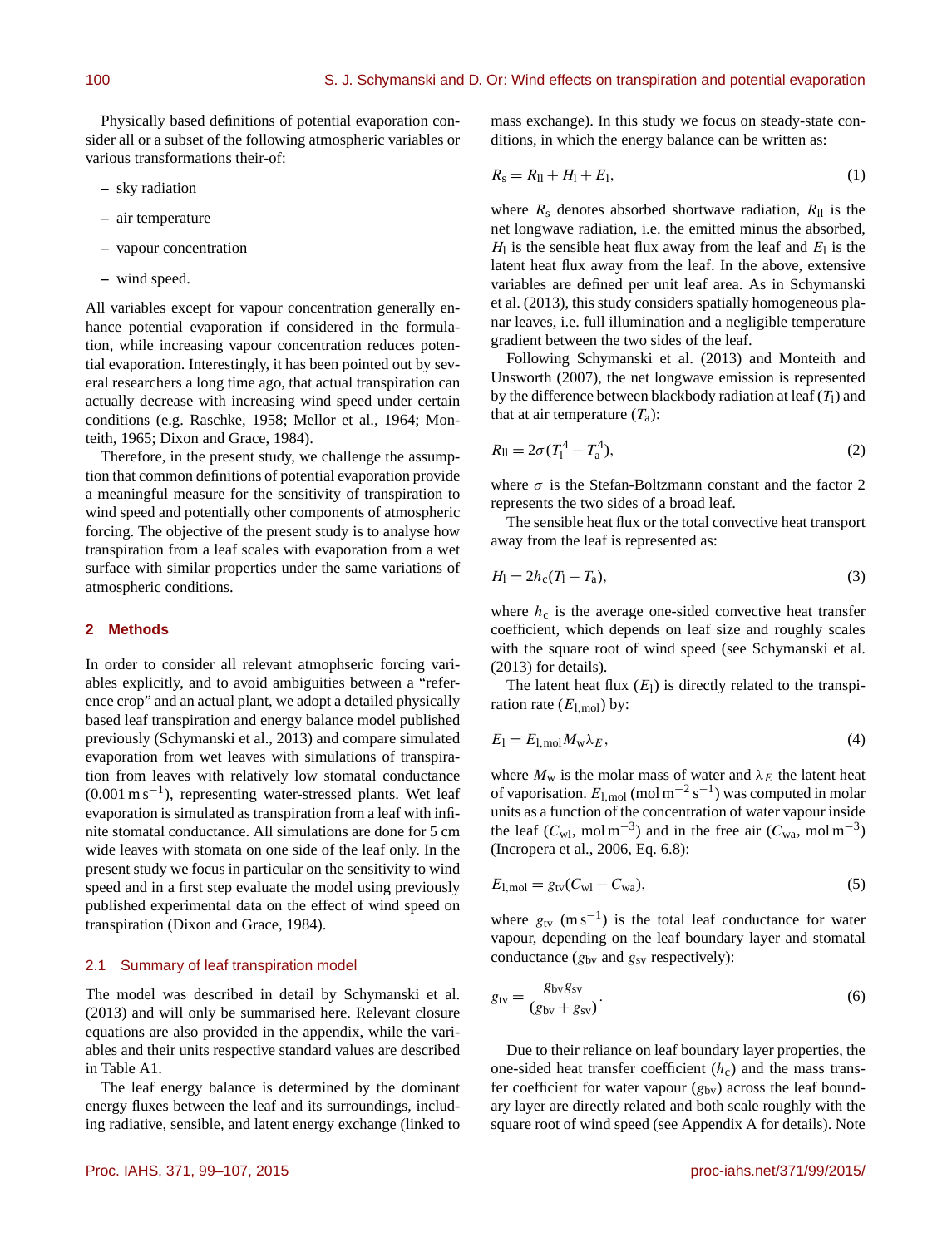Physically based definitions of potential evaporation consider all or a subset of the following atmospheric variables or various transformations their-of:

– sky radiation

– air temperature

– vapour concentration

– wind speed.

All variables except for vapour concentration generally enhance potential evaporation if considered in the formulation, while increasing vapour concentration reduces potential evaporation. Interestingly, it has been pointed out by several researchers a long time ago, that actual transpiration can actually decrease with increasing wind speed under certain conditions (e.g. Raschke, 1958; Mellor et al., 1964; Monteith, 1965; Dixon and Grace, 1984).

Therefore, in the present study, we challenge the assumption that common definitions of potential evaporation provide a meaningful measure for the sensitivity of transpiration to wind speed and potentially other components of atmospheric forcing. The objective of the present study is to analyse how transpiration from a leaf scales with evaporation from a wet surface with similar properties under the same variations of atmospheric conditions.

## 2 Methods

In order to consider all relevant atmophseric forcing variables explicitly, and to avoid ambiguities between a "reference crop" and an actual plant, we adopt a detailed physically based leaf transpiration and energy balance model published previously (Schymanski et al., 2013) and compare simulated evaporation from wet leaves with simulations of transpiration from leaves with relatively low stomatal conductance ($0.001\,\mathrm{m\,s^{-1}}$), representing water-stressed plants. Wet leaf evaporation is simulated as transpiration from a leaf with infinite stomatal conductance. All simulations are done for 5 cm wide leaves with stomata on one side of the leaf only. In the present study we focus in particular on the sensitivity to wind speed and in a first step evaluate the model using previously published experimental data on the effect of wind speed on transpiration (Dixon and Grace, 1984).

### 2.1 Summary of leaf transpiration model

The model was described in detail by Schymanski et al. (2013) and will only be summarised here. Relevant closure equations are also provided in the appendix, while the variables and their units respective standard values are described in Table A1.

The leaf energy balance is determined by the dominant energy fluxes between the leaf and its surroundings, including radiative, sensible, and latent energy exchange (linked to mass exchange). In this study we focus on steady-state conditions, in which the energy balance can be written as:

$$R_\mathrm{s} = R_\mathrm{ll} + H_\mathrm{l} + E_\mathrm{l}, \tag{1}$$

where $R_\mathrm{s}$ denotes absorbed shortwave radiation, $R_\mathrm{ll}$ is the net longwave radiation, i.e. the emitted minus the absorbed, $H_\mathrm{l}$ is the sensible heat flux away from the leaf and $E_\mathrm{l}$ is the latent heat flux away from the leaf. In the above, extensive variables are defined per unit leaf area. As in Schymanski et al. (2013), this study considers spatially homogeneous planar leaves, i.e. full illumination and a negligible temperature gradient between the two sides of the leaf.

Following Schymanski et al. (2013) and Monteith and Unsworth (2007), the net longwave emission is represented by the difference between blackbody radiation at leaf ($T_\mathrm{l}$) and that at air temperature ($T_\mathrm{a}$):

$$R_\mathrm{ll} = 2\sigma(T_\mathrm{l}^4 - T_\mathrm{a}^4), \tag{2}$$

where $\sigma$ is the Stefan-Boltzmann constant and the factor 2 represents the two sides of a broad leaf.

The sensible heat flux or the total convective heat transport away from the leaf is represented as:

$$H_\mathrm{l} = 2h_\mathrm{c}(T_\mathrm{l} - T_\mathrm{a}), \tag{3}$$

where $h_\mathrm{c}$ is the average one-sided convective heat transfer coefficient, which depends on leaf size and roughly scales with the square root of wind speed (see Schymanski et al. (2013) for details).

The latent heat flux ($E_\mathrm{l}$) is directly related to the transpiration rate ($E_\mathrm{l,mol}$) by:

$$E_\mathrm{l} = E_\mathrm{l,mol} M_\mathrm{w} \lambda_E, \tag{4}$$

where $M_\mathrm{w}$ is the molar mass of water and $\lambda_E$ the latent heat of vaporisation. $E_\mathrm{l,mol}$ ($\mathrm{mol\,m^{-2}\,s^{-1}}$) was computed in molar units as a function of the concentration of water vapour inside the leaf ($C_\mathrm{wl}$, $\mathrm{mol\,m^{-3}}$) and in the free air ($C_\mathrm{wa}$, $\mathrm{mol\,m^{-3}}$) (Incropera et al., 2006, Eq. 6.8):

$$E_\mathrm{l,mol} = g_\mathrm{tv}(C_\mathrm{wl} - C_\mathrm{wa}), \tag{5}$$

where $g_\mathrm{tv}$ ($\mathrm{m\,s^{-1}}$) is the total leaf conductance for water vapour, depending on the leaf boundary layer and stomatal conductance ($g_\mathrm{bv}$ and $g_\mathrm{sv}$ respectively):

$$g_\mathrm{tv} = \frac{g_\mathrm{bv} g_\mathrm{sv}}{(g_\mathrm{bv} + g_\mathrm{sv})}. \tag{6}$$

Due to their reliance on leaf boundary layer properties, the one-sided heat transfer coefficient ($h_\mathrm{c}$) and the mass transfer coefficient for water vapour ($g_\mathrm{bv}$) across the leaf boundary layer are directly related and both scale roughly with the square root of wind speed (see Appendix A for details). Note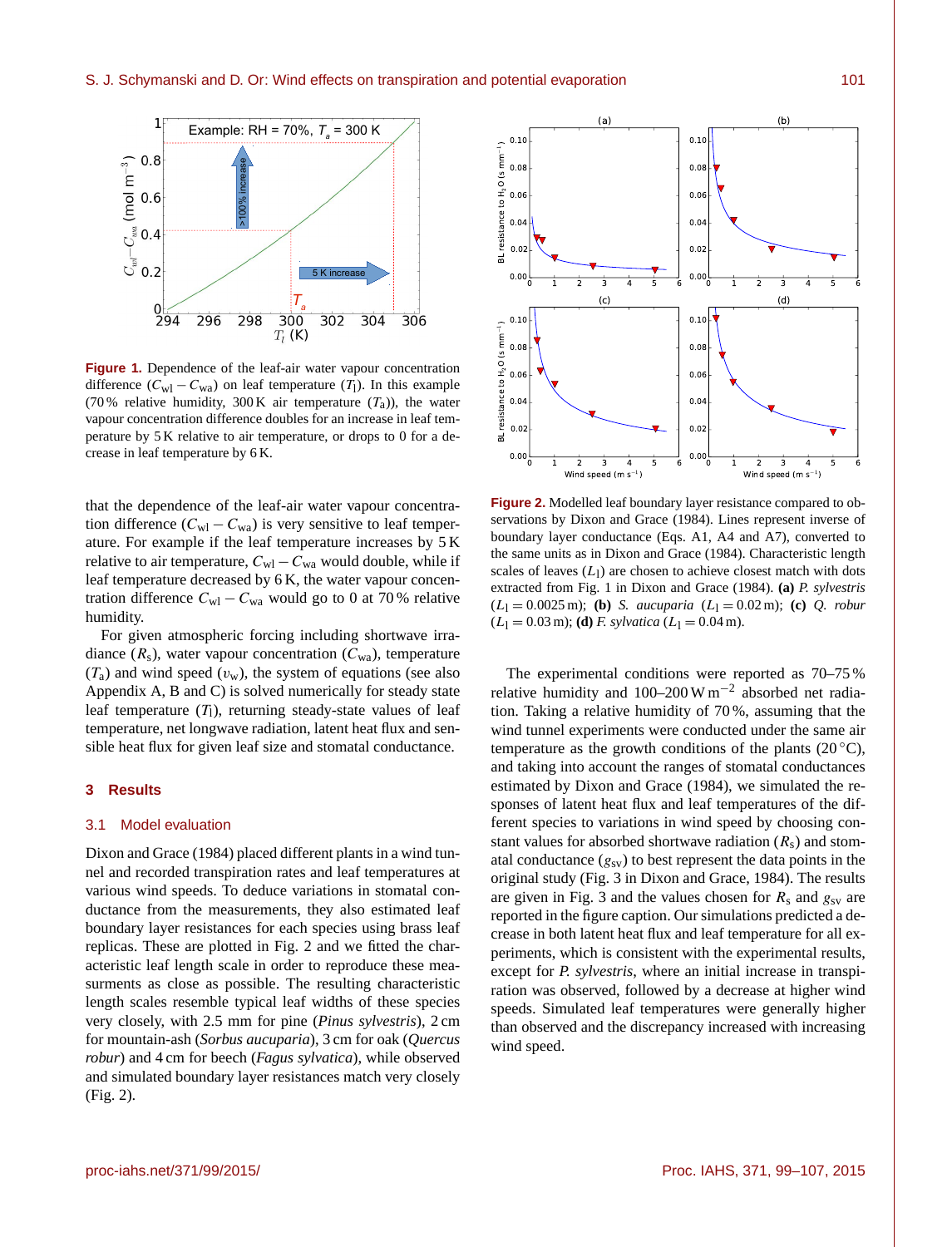**Figure 1.** Dependence of the leaf-air water vapour concentration difference ($C_{\mathrm{wl}} - C_{\mathrm{wa}}$) on leaf temperature ($T_{\mathrm{l}}$). In this example (70 % relative humidity, 300 K air temperature ($T_{\mathrm{a}}$)), the water vapour concentration difference doubles for an increase in leaf temperature by 5 K relative to air temperature, or drops to 0 for a decrease in leaf temperature by 6 K.

that the dependence of the leaf-air water vapour concentration difference ($C_{\mathrm{wl}} - C_{\mathrm{wa}}$) is very sensitive to leaf temperature. For example if the leaf temperature increases by 5 K relative to air temperature, $C_{\mathrm{wl}} - C_{\mathrm{wa}}$ would double, while if leaf temperature decreased by 6 K, the water vapour concentration difference $C_{\mathrm{wl}} - C_{\mathrm{wa}}$ would go to 0 at 70 % relative humidity.

For given atmospheric forcing including shortwave irradiance ($R_{\mathrm{s}}$), water vapour concentration ($C_{\mathrm{wa}}$), temperature ($T_{\mathrm{a}}$) and wind speed ($v_{\mathrm{w}}$), the system of equations (see also Appendix A, B and C) is solved numerically for steady state leaf temperature ($T_{\mathrm{l}}$), returning steady-state values of leaf temperature, net longwave radiation, latent heat flux and sensible heat flux for given leaf size and stomatal conductance.

## 3 Results

### 3.1 Model evaluation

Dixon and Grace (1984) placed different plants in a wind tunnel and recorded transpiration rates and leaf temperatures at various wind speeds. To deduce variations in stomatal conductance from the measurements, they also estimated leaf boundary layer resistances for each species using brass leaf replicas. These are plotted in Fig. 2 and we fitted the characteristic leaf length scale in order to reproduce these measurements as close as possible. The resulting characteristic length scales resemble typical leaf widths of these species very closely, with 2.5 mm for pine (*Pinus sylvestris*), 2 cm for mountain-ash (*Sorbus aucuparia*), 3 cm for oak (*Quercus robur*) and 4 cm for beech (*Fagus sylvatica*), while observed and simulated boundary layer resistances match very closely (Fig. 2).

**Figure 2.** Modelled leaf boundary layer resistance compared to observations by Dixon and Grace (1984). Lines represent inverse of boundary layer conductance (Eqs. A1, A4 and A7), converted to the same units as in Dixon and Grace (1984). Characteristic length scales of leaves ($L_{\mathrm{l}}$) are chosen to achieve closest match with dots extracted from Fig. 1 in Dixon and Grace (1984). **(a)** *P. sylvestris* ($L_{\mathrm{l}} = 0.0025$ m); **(b)** *S. aucuparia* ($L_{\mathrm{l}} = 0.02$ m); **(c)** *Q. robur* ($L_{\mathrm{l}} = 0.03$ m); **(d)** *F. sylvatica* ($L_{\mathrm{l}} = 0.04$ m).

The experimental conditions were reported as 70–75 % relative humidity and 100–200 W m$^{-2}$ absorbed net radiation. Taking a relative humidity of 70 %, assuming that the wind tunnel experiments were conducted under the same air temperature as the growth conditions of the plants (20 °C), and taking into account the ranges of stomatal conductances estimated by Dixon and Grace (1984), we simulated the responses of latent heat flux and leaf temperatures of the different species to variations in wind speed by choosing constant values for absorbed shortwave radiation ($R_{\mathrm{s}}$) and stomatal conductance ($g_{\mathrm{sv}}$) to best represent the data points in the original study (Fig. 3 in Dixon and Grace, 1984). The results are given in Fig. 3 and the values chosen for $R_{\mathrm{s}}$ and $g_{\mathrm{sv}}$ are reported in the figure caption. Our simulations predicted a decrease in both latent heat flux and leaf temperature for all experiments, which is consistent with the experimental results, except for *P. sylvestris*, where an initial increase in transpiration was observed, followed by a decrease at higher wind speeds. Simulated leaf temperatures were generally higher than observed and the discrepancy increased with increasing wind speed.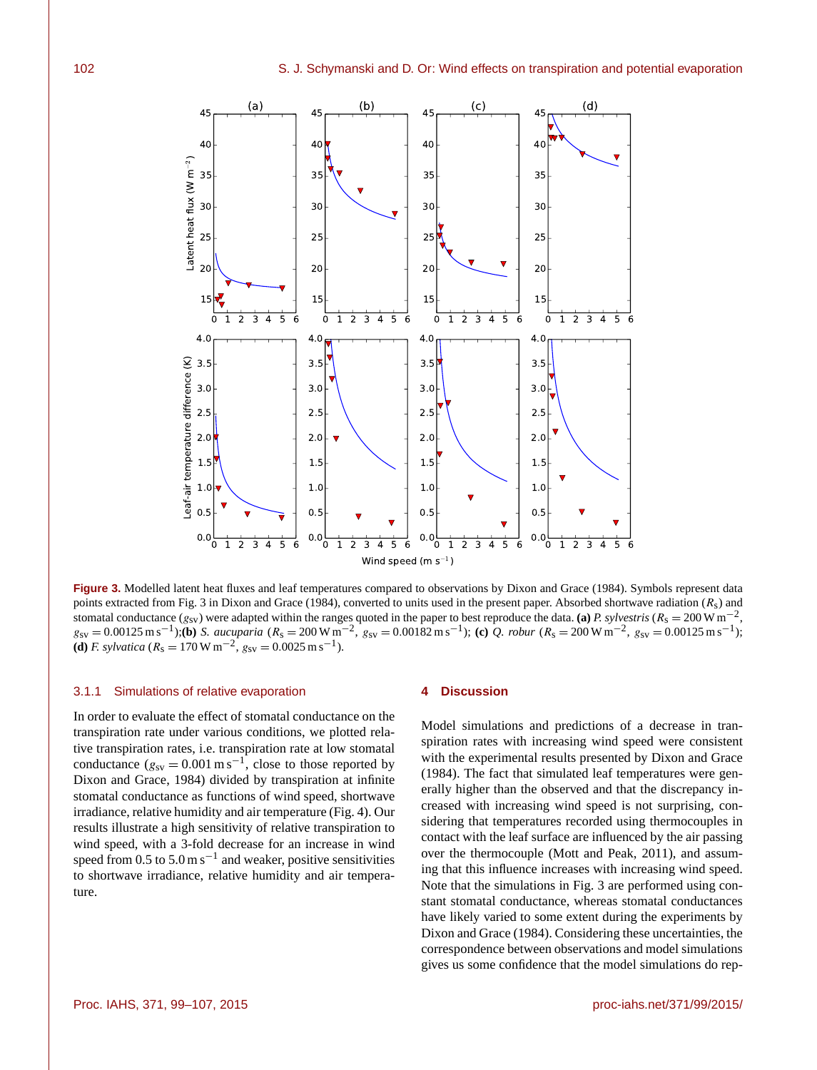**Figure 3.** Modelled latent heat fluxes and leaf temperatures compared to observations by Dixon and Grace (1984). Symbols represent data points extracted from Fig. 3 in Dixon and Grace (1984), converted to units used in the present paper. Absorbed shortwave radiation ($R_s$) and stomatal conductance ($g_{sv}$) were adapted within the ranges quoted in the paper to best reproduce the data. **(a)** *P. sylvestris* ($R_s = 200\,\mathrm{W\,m^{-2}}$, $g_{sv} = 0.00125\,\mathrm{m\,s^{-1}}$);**(b)** *S. aucuparia* ($R_s = 200\,\mathrm{W\,m^{-2}}$, $g_{sv} = 0.00182\,\mathrm{m\,s^{-1}}$); **(c)** *Q. robur* ($R_s = 200\,\mathrm{W\,m^{-2}}$, $g_{sv} = 0.00125\,\mathrm{m\,s^{-1}}$); **(d)** *F. sylvatica* ($R_s = 170\,\mathrm{W\,m^{-2}}$, $g_{sv} = 0.0025\,\mathrm{m\,s^{-1}}$).

#### 3.1.1 Simulations of relative evaporation

In order to evaluate the effect of stomatal conductance on the transpiration rate under various conditions, we plotted relative transpiration rates, i.e. transpiration rate at low stomatal conductance ($g_{sv} = 0.001\,\mathrm{m\,s^{-1}}$, close to those reported by Dixon and Grace, 1984) divided by transpiration at infinite stomatal conductance as functions of wind speed, shortwave irradiance, relative humidity and air temperature (Fig. 4). Our results illustrate a high sensitivity of relative transpiration to wind speed, with a 3-fold decrease for an increase in wind speed from 0.5 to $5.0\,\mathrm{m\,s^{-1}}$ and weaker, positive sensitivities to shortwave irradiance, relative humidity and air temperature.

## 4 Discussion

Model simulations and predictions of a decrease in transpiration rates with increasing wind speed were consistent with the experimental results presented by Dixon and Grace (1984). The fact that simulated leaf temperatures were generally higher than the observed and that the discrepancy increased with increasing wind speed is not surprising, considering that temperatures recorded using thermocouples in contact with the leaf surface are influenced by the air passing over the thermocouple (Mott and Peak, 2011), and assuming that this influence increases with increasing wind speed. Note that the simulations in Fig. 3 are performed using constant stomatal conductance, whereas stomatal conductances have likely varied to some extent during the experiments by Dixon and Grace (1984). Considering these uncertainties, the correspondence between observations and model simulations gives us some confidence that the model simulations do rep-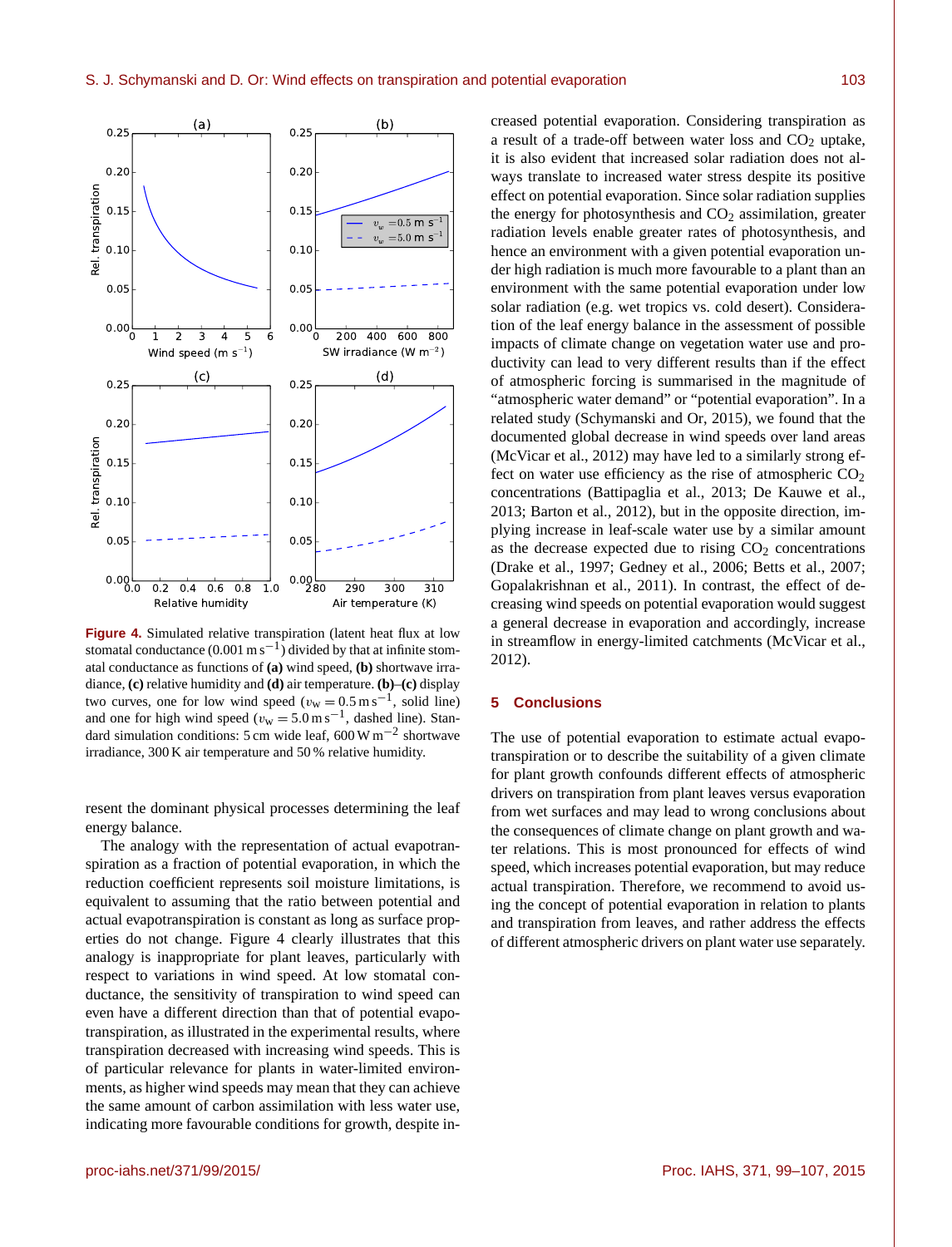**Figure 4.** Simulated relative transpiration (latent heat flux at low stomatal conductance (0.001 m s$^{-1}$) divided by that at infinite stomatal conductance as functions of **(a)** wind speed, **(b)** shortwave irradiance, **(c)** relative humidity and **(d)** air temperature. **(b)–(c)** display two curves, one for low wind speed ($v_\mathrm{w} = 0.5\,\mathrm{m\,s^{-1}}$, solid line) and one for high wind speed ($v_\mathrm{w} = 5.0\,\mathrm{m\,s^{-1}}$, dashed line). Standard simulation conditions: 5 cm wide leaf, 600 W m$^{-2}$ shortwave irradiance, 300 K air temperature and 50 % relative humidity.

resent the dominant physical processes determining the leaf energy balance.

The analogy with the representation of actual evapotranspiration as a fraction of potential evaporation, in which the reduction coefficient represents soil moisture limitations, is equivalent to assuming that the ratio between potential and actual evapotranspiration is constant as long as surface properties do not change. Figure 4 clearly illustrates that this analogy is inappropriate for plant leaves, particularly with respect to variations in wind speed. At low stomatal conductance, the sensitivity of transpiration to wind speed can even have a different direction than that of potential evapotranspiration, as illustrated in the experimental results, where transpiration decreased with increasing wind speeds. This is of particular relevance for plants in water-limited environments, as higher wind speeds may mean that they can achieve the same amount of carbon assimilation with less water use, indicating more favourable conditions for growth, despite increased potential evaporation. Considering transpiration as a result of a trade-off between water loss and $CO_2$ uptake, it is also evident that increased solar radiation does not always translate to increased water stress despite its positive effect on potential evaporation. Since solar radiation supplies the energy for photosynthesis and $CO_2$ assimilation, greater radiation levels enable greater rates of photosynthesis, and hence an environment with a given potential evaporation under high radiation is much more favourable to a plant than an environment with the same potential evaporation under low solar radiation (e.g. wet tropics vs. cold desert). Consideration of the leaf energy balance in the assessment of possible impacts of climate change on vegetation water use and productivity can lead to very different results than if the effect of atmospheric forcing is summarised in the magnitude of "atmospheric water demand" or "potential evaporation". In a related study (Schymanski and Or, 2015), we found that the documented global decrease in wind speeds over land areas (McVicar et al., 2012) may have led to a similarly strong effect on water use efficiency as the rise of atmospheric $CO_2$ concentrations (Battipaglia et al., 2013; De Kauwe et al., 2013; Barton et al., 2012), but in the opposite direction, implying increase in leaf-scale water use by a similar amount as the decrease expected due to rising $CO_2$ concentrations (Drake et al., 1997; Gedney et al., 2006; Betts et al., 2007; Gopalakrishnan et al., 2011). In contrast, the effect of decreasing wind speeds on potential evaporation would suggest a general decrease in evaporation and accordingly, increase in streamflow in energy-limited catchments (McVicar et al., 2012).

## 5 Conclusions

The use of potential evaporation to estimate actual evapotranspiration or to describe the suitability of a given climate for plant growth confounds different effects of atmospheric drivers on transpiration from plant leaves versus evaporation from wet surfaces and may lead to wrong conclusions about the consequences of climate change on plant growth and water relations. This is most pronounced for effects of wind speed, which increases potential evaporation, but may reduce actual transpiration. Therefore, we recommend to avoid using the concept of potential evaporation in relation to plants and transpiration from leaves, and rather address the effects of different atmospheric drivers on plant water use separately.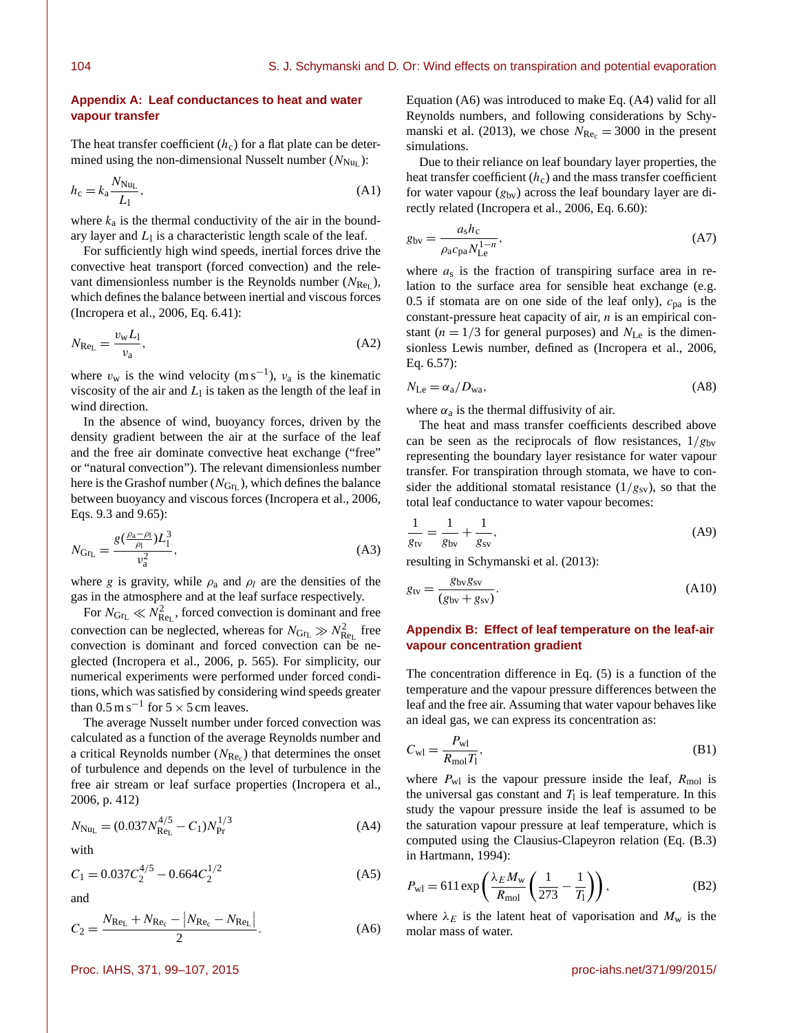## Appendix A: Leaf conductances to heat and water vapour transfer

The heat transfer coefficient ($h_c$) for a flat plate can be determined using the non-dimensional Nusselt number ($N_{Nu_L}$):

$$h_c = k_a \frac{N_{Nu_L}}{L_l}, \tag{A1}$$

where $k_a$ is the thermal conductivity of the air in the boundary layer and $L_l$ is a characteristic length scale of the leaf.

For sufficiently high wind speeds, inertial forces drive the convective heat transport (forced convection) and the relevant dimensionless number is the Reynolds number ($N_{Re_L}$), which defines the balance between inertial and viscous forces (Incropera et al., 2006, Eq. 6.41):

$$N_{Re_L} = \frac{v_w L_l}{\nu_a}, \tag{A2}$$

where $v_w$ is the wind velocity ($\mathrm{m\,s^{-1}}$), $\nu_a$ is the kinematic viscosity of the air and $L_l$ is taken as the length of the leaf in wind direction.

In the absence of wind, buoyancy forces, driven by the density gradient between the air at the surface of the leaf and the free air dominate convective heat exchange ("free" or "natural convection"). The relevant dimensionless number here is the Grashof number ($N_{Gr_L}$), which defines the balance between buoyancy and viscous forces (Incropera et al., 2006, Eqs. 9.3 and 9.65):

$$N_{Gr_L} = \frac{g(\frac{\rho_a - \rho_l}{\rho_l})L_l^3}{\nu_a^2}, \tag{A3}$$

where $g$ is gravity, while $\rho_a$ and $\rho_l$ are the densities of the gas in the atmosphere and at the leaf surface respectively.

For $N_{Gr_L} \ll N_{Re_L}^2$, forced convection is dominant and free convection can be neglected, whereas for $N_{Gr_L} \gg N_{Re_L}^2$ free convection is dominant and forced convection can be neglected (Incropera et al., 2006, p. 565). For simplicity, our numerical experiments were performed under forced conditions, which was satisfied by considering wind speeds greater than $0.5\,\mathrm{m\,s^{-1}}$ for $5 \times 5$ cm leaves.

The average Nusselt number under forced convection was calculated as a function of the average Reynolds number and a critical Reynolds number ($N_{Re_c}$) that determines the onset of turbulence and depends on the level of turbulence in the free air stream or leaf surface properties (Incropera et al., 2006, p. 412)

$$N_{Nu_L} = (0.037 N_{Re_L}^{4/5} - C_1) N_{Pr}^{1/3} \tag{A4}$$

with

$$C_1 = 0.037 C_2^{4/5} - 0.664 C_2^{1/2} \tag{A5}$$

and

$$C_2 = \frac{N_{Re_L} + N_{Re_c} - \left|N_{Re_c} - N_{Re_L}\right|}{2}. \tag{A6}$$

Equation (A6) was introduced to make Eq. (A4) valid for all Reynolds numbers, and following considerations by Schymanski et al. (2013), we chose $N_{Re_c} = 3000$ in the present simulations.

Due to their reliance on leaf boundary layer properties, the heat transfer coefficient ($h_c$) and the mass transfer coefficient for water vapour ($g_{bv}$) across the leaf boundary layer are directly related (Incropera et al., 2006, Eq. 6.60):

$$g_{bv} = \frac{a_s h_c}{\rho_a c_{pa} N_{Le}^{1-n}}, \tag{A7}$$

where $a_s$ is the fraction of transpiring surface area in relation to the surface area for sensible heat exchange (e.g. 0.5 if stomata are on one side of the leaf only), $c_{pa}$ is the constant-pressure heat capacity of air, $n$ is an empirical constant ($n = 1/3$ for general purposes) and $N_{Le}$ is the dimensionless Lewis number, defined as (Incropera et al., 2006, Eq. 6.57):

$$N_{Le} = \alpha_a / D_{wa}, \tag{A8}$$

where $\alpha_a$ is the thermal diffusivity of air.

The heat and mass transfer coefficients described above can be seen as the reciprocals of flow resistances, $1/g_{bv}$ representing the boundary layer resistance for water vapour transfer. For transpiration through stomata, we have to consider the additional stomatal resistance ($1/g_{sv}$), so that the total leaf conductance to water vapour becomes:

$$\frac{1}{g_{tv}} = \frac{1}{g_{bv}} + \frac{1}{g_{sv}}, \tag{A9}$$

resulting in Schymanski et al. (2013):

$$g_{tv} = \frac{g_{bv} g_{sv}}{(g_{bv} + g_{sv})}. \tag{A10}$$

## Appendix B: Effect of leaf temperature on the leaf-air vapour concentration gradient

The concentration difference in Eq. (5) is a function of the temperature and the vapour pressure differences between the leaf and the free air. Assuming that water vapour behaves like an ideal gas, we can express its concentration as:

$$C_{wl} = \frac{P_{wl}}{R_{mol} T_l}, \tag{B1}$$

where $P_{wl}$ is the vapour pressure inside the leaf, $R_{mol}$ is the universal gas constant and $T_l$ is leaf temperature. In this study the vapour pressure inside the leaf is assumed to be the saturation vapour pressure at leaf temperature, which is computed using the Clausius-Clapeyron relation (Eq. (B.3) in Hartmann, 1994):

$$P_{wl} = 611 \exp\left(\frac{\lambda_E M_w}{R_{mol}}\left(\frac{1}{273} - \frac{1}{T_l}\right)\right), \tag{B2}$$

where $\lambda_E$ is the latent heat of vaporisation and $M_w$ is the molar mass of water.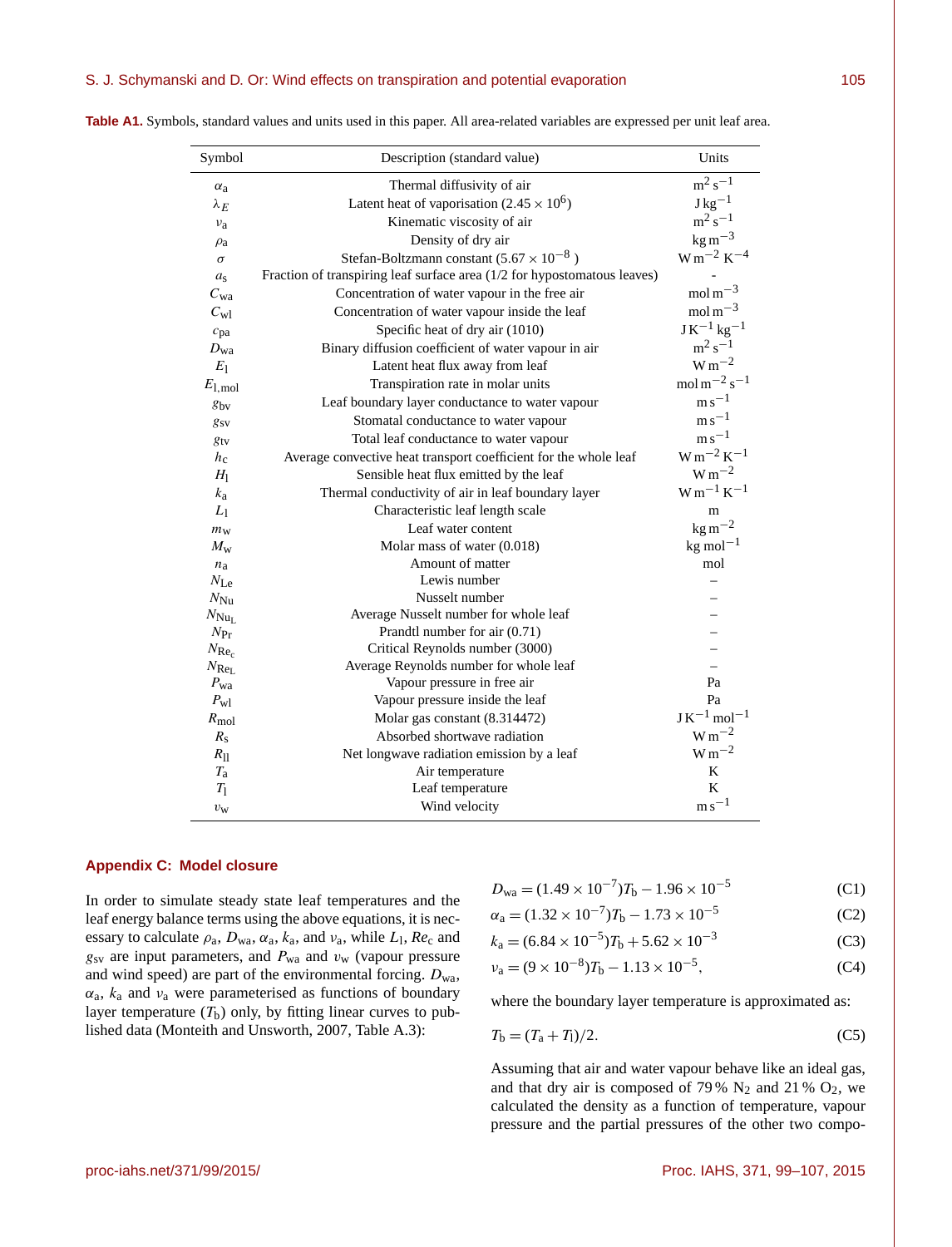**Table A1.** Symbols, standard values and units used in this paper. All area-related variables are expressed per unit leaf area.

| Symbol | Description (standard value) | Units |
|---|---|---|
| $\alpha_a$ | Thermal diffusivity of air | $m^2\,s^{-1}$ |
| $\lambda_E$ | Latent heat of vaporisation ($2.45 \times 10^6$) | $J\,kg^{-1}$ |
| $\nu_a$ | Kinematic viscosity of air | $m^2\,s^{-1}$ |
| $\rho_a$ | Density of dry air | $kg\,m^{-3}$ |
| $\sigma$ | Stefan-Boltzmann constant ($5.67 \times 10^{-8}$ ) | $W\,m^{-2}\,K^{-4}$ |
| $a_s$ | Fraction of transpiring leaf surface area (1/2 for hypostomatous leaves) | - |
| $C_{wa}$ | Concentration of water vapour in the free air | $mol\,m^{-3}$ |
| $C_{wl}$ | Concentration of water vapour inside the leaf | $mol\,m^{-3}$ |
| $c_{pa}$ | Specific heat of dry air (1010) | $J\,K^{-1}\,kg^{-1}$ |
| $D_{wa}$ | Binary diffusion coefficient of water vapour in air | $m^2\,s^{-1}$ |
| $E_l$ | Latent heat flux away from leaf | $W\,m^{-2}$ |
| $E_{l,mol}$ | Transpiration rate in molar units | $mol\,m^{-2}\,s^{-1}$ |
| $g_{bv}$ | Leaf boundary layer conductance to water vapour | $m\,s^{-1}$ |
| $g_{sv}$ | Stomatal conductance to water vapour | $m\,s^{-1}$ |
| $g_{tv}$ | Total leaf conductance to water vapour | $m\,s^{-1}$ |
| $h_c$ | Average convective heat transport coefficient for the whole leaf | $W\,m^{-2}\,K^{-1}$ |
| $H_l$ | Sensible heat flux emitted by the leaf | $W\,m^{-2}$ |
| $k_a$ | Thermal conductivity of air in leaf boundary layer | $W\,m^{-1}\,K^{-1}$ |
| $L_l$ | Characteristic leaf length scale | m |
| $m_w$ | Leaf water content | $kg\,m^{-2}$ |
| $M_w$ | Molar mass of water (0.018) | $kg\,mol^{-1}$ |
| $n_a$ | Amount of matter | mol |
| $N_{Le}$ | Lewis number | – |
| $N_{Nu}$ | Nusselt number | – |
| $N_{Nu_L}$ | Average Nusselt number for whole leaf | – |
| $N_{Pr}$ | Prandtl number for air (0.71) | – |
| $N_{Re_c}$ | Critical Reynolds number (3000) | – |
| $N_{Re_L}$ | Average Reynolds number for whole leaf | – |
| $P_{wa}$ | Vapour pressure in free air | Pa |
| $P_{wl}$ | Vapour pressure inside the leaf | Pa |
| $R_{mol}$ | Molar gas constant (8.314472) | $J\,K^{-1}\,mol^{-1}$ |
| $R_s$ | Absorbed shortwave radiation | $W\,m^{-2}$ |
| $R_{ll}$ | Net longwave radiation emission by a leaf | $W\,m^{-2}$ |
| $T_a$ | Air temperature | K |
| $T_l$ | Leaf temperature | K |
| $v_w$ | Wind velocity | $m\,s^{-1}$ |

## Appendix C: Model closure

In order to simulate steady state leaf temperatures and the leaf energy balance terms using the above equations, it is necessary to calculate $\rho_a$, $D_{wa}$, $\alpha_a$, $k_a$, and $\nu_a$, while $L_l$, $Re_c$ and $g_{sv}$ are input parameters, and $P_{wa}$ and $v_w$ (vapour pressure and wind speed) are part of the environmental forcing. $D_{wa}$, $\alpha_a$, $k_a$ and $\nu_a$ were parameterised as functions of boundary layer temperature ($T_b$) only, by fitting linear curves to published data (Monteith and Unsworth, 2007, Table A.3):

$$D_{wa} = (1.49 \times 10^{-7})T_b - 1.96 \times 10^{-5} \tag{C1}$$

$$\alpha_a = (1.32 \times 10^{-7})T_b - 1.73 \times 10^{-5} \tag{C2}$$

$$k_a = (6.84 \times 10^{-5})T_b + 5.62 \times 10^{-3} \tag{C3}$$

$$\nu_a = (9 \times 10^{-8})T_b - 1.13 \times 10^{-5}, \tag{C4}$$

where the boundary layer temperature is approximated as:

$$T_b = (T_a + T_l)/2. \tag{C5}$$

Assuming that air and water vapour behave like an ideal gas, and that dry air is composed of 79 % $N_2$ and 21 % $O_2$, we calculated the density as a function of temperature, vapour pressure and the partial pressures of the other two compo-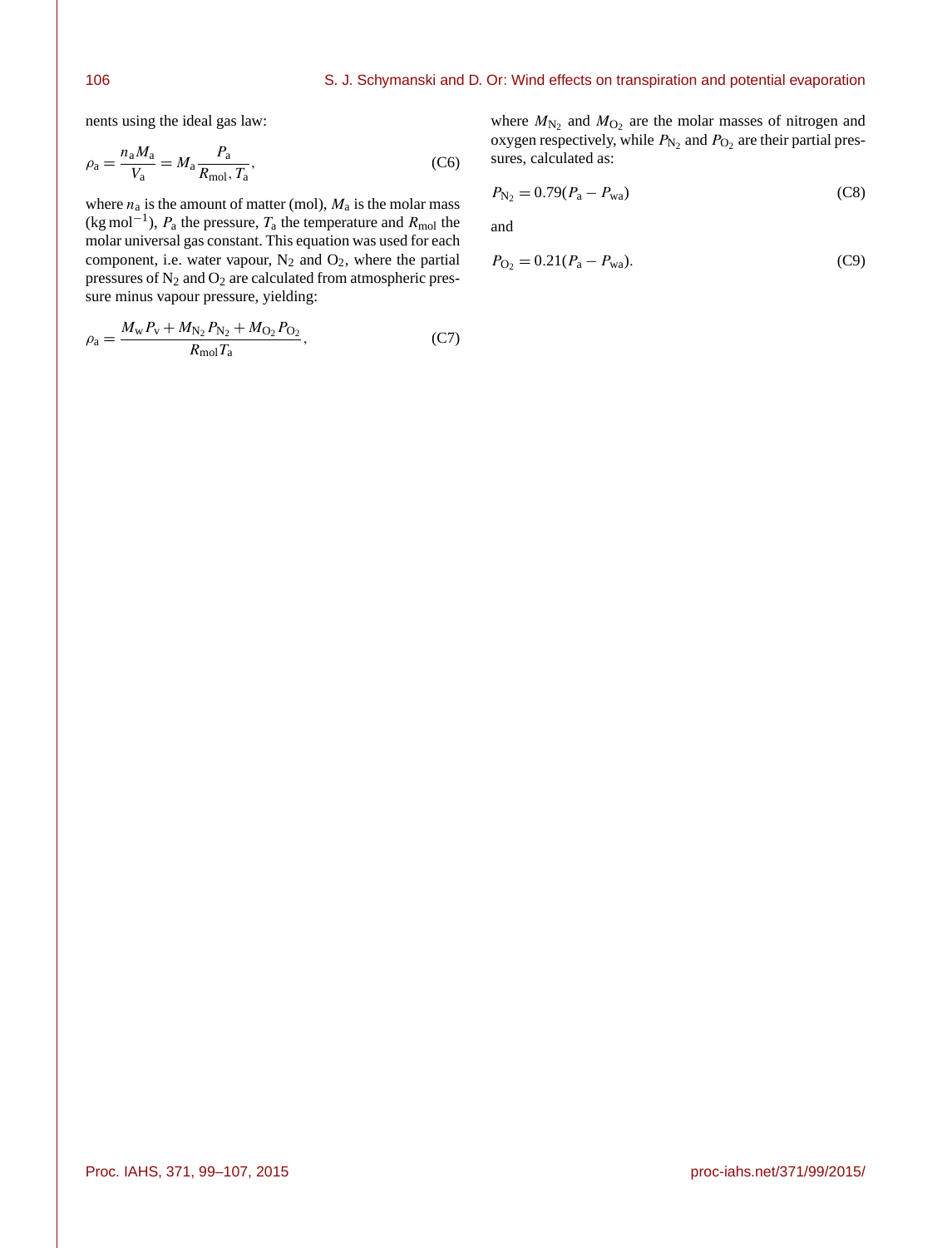nents using the ideal gas law:

$$\rho_\mathrm{a} = \frac{n_\mathrm{a} M_\mathrm{a}}{V_\mathrm{a}} = M_\mathrm{a} \frac{P_\mathrm{a}}{R_\mathrm{mol}, T_\mathrm{a}}, \tag{C6}$$

where $n_\mathrm{a}$ is the amount of matter (mol), $M_\mathrm{a}$ is the molar mass (kg mol$^{-1}$), $P_\mathrm{a}$ the pressure, $T_\mathrm{a}$ the temperature and $R_\mathrm{mol}$ the molar universal gas constant. This equation was used for each component, i.e. water vapour, $N_2$ and $O_2$, where the partial pressures of $N_2$ and $O_2$ are calculated from atmospheric pressure minus vapour pressure, yielding:

$$\rho_\mathrm{a} = \frac{M_\mathrm{w} P_\mathrm{v} + M_{\mathrm{N_2}} P_{\mathrm{N_2}} + M_{\mathrm{O_2}} P_{\mathrm{O_2}}}{R_\mathrm{mol} T_\mathrm{a}}, \tag{C7}$$

where $M_{\mathrm{N_2}}$ and $M_{\mathrm{O_2}}$ are the molar masses of nitrogen and oxygen respectively, while $P_{\mathrm{N_2}}$ and $P_{\mathrm{O_2}}$ are their partial pressures, calculated as:

$$P_{\mathrm{N_2}} = 0.79(P_\mathrm{a} - P_\mathrm{wa}) \tag{C8}$$

and

$$P_{\mathrm{O_2}} = 0.21(P_\mathrm{a} - P_\mathrm{wa}). \tag{C9}$$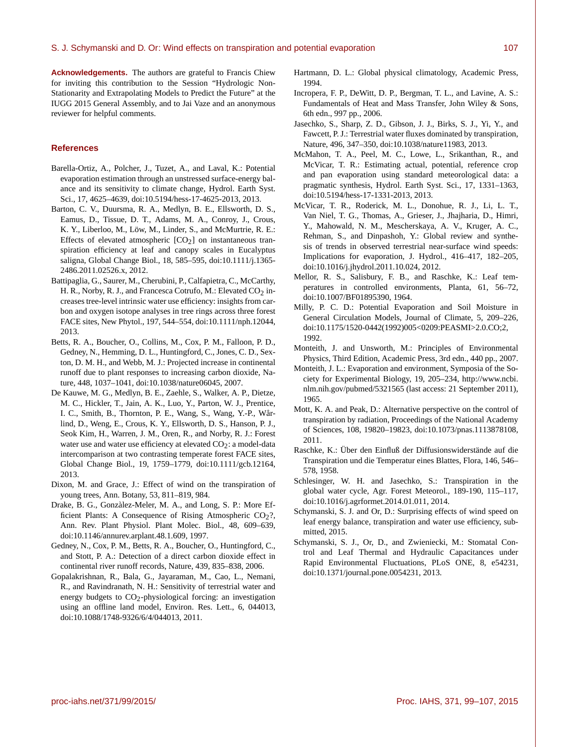**Acknowledgements.** The authors are grateful to Francis Chiew for inviting this contribution to the Session "Hydrologic Non-Stationarity and Extrapolating Models to Predict the Future" at the IUGG 2015 General Assembly, and to Jai Vaze and an anonymous reviewer for helpful comments.

## References

Barella-Ortiz, A., Polcher, J., Tuzet, A., and Laval, K.: Potential evaporation estimation through an unstressed surface-energy balance and its sensitivity to climate change, Hydrol. Earth Syst. Sci., 17, 4625–4639, doi:10.5194/hess-17-4625-2013, 2013.

Barton, C. V., Duursma, R. A., Medlyn, B. E., Ellsworth, D. S., Eamus, D., Tissue, D. T., Adams, M. A., Conroy, J., Crous, K. Y., Liberloo, M., Löw, M., Linder, S., and McMurtrie, R. E.: Effects of elevated atmospheric [$CO_2$] on instantaneous transpiration efficiency at leaf and canopy scales in Eucalyptus saligna, Global Change Biol., 18, 585–595, doi:10.1111/j.1365-2486.2011.02526.x, 2012.

Battipaglia, G., Saurer, M., Cherubini, P., Calfapietra, C., McCarthy, H. R., Norby, R. J., and Francesca Cotrufo, M.: Elevated $CO_2$ increases tree-level intrinsic water use efficiency: insights from carbon and oxygen isotope analyses in tree rings across three forest FACE sites, New Phytol., 197, 544–554, doi:10.1111/nph.12044, 2013.

Betts, R. A., Boucher, O., Collins, M., Cox, P. M., Falloon, P. D., Gedney, N., Hemming, D. L., Huntingford, C., Jones, C. D., Sexton, D. M. H., and Webb, M. J.: Projected increase in continental runoff due to plant responses to increasing carbon dioxide, Nature, 448, 1037–1041, doi:10.1038/nature06045, 2007.

De Kauwe, M. G., Medlyn, B. E., Zaehle, S., Walker, A. P., Dietze, M. C., Hickler, T., Jain, A. K., Luo, Y., Parton, W. J., Prentice, I. C., Smith, B., Thornton, P. E., Wang, S., Wang, Y.-P., Wårlind, D., Weng, E., Crous, K. Y., Ellsworth, D. S., Hanson, P. J., Seok Kim, H., Warren, J. M., Oren, R., and Norby, R. J.: Forest water use and water use efficiency at elevated $CO_2$: a model-data intercomparison at two contrasting temperate forest FACE sites, Global Change Biol., 19, 1759–1779, doi:10.1111/gcb.12164, 2013.

Dixon, M. and Grace, J.: Effect of wind on the transpiration of young trees, Ann. Botany, 53, 811–819, 984.

Drake, B. G., Gonzàlez-Meler, M. A., and Long, S. P.: More Efficient Plants: A Consequence of Rising Atmospheric $CO_2$?, Ann. Rev. Plant Physiol. Plant Molec. Biol., 48, 609–639, doi:10.1146/annurev.arplant.48.1.609, 1997.

Gedney, N., Cox, P. M., Betts, R. A., Boucher, O., Huntingford, C., and Stott, P. A.: Detection of a direct carbon dioxide effect in continental river runoff records, Nature, 439, 835–838, 2006.

Gopalakrishnan, R., Bala, G., Jayaraman, M., Cao, L., Nemani, R., and Ravindranath, N. H.: Sensitivity of terrestrial water and energy budgets to $CO_2$-physiological forcing: an investigation using an offline land model, Environ. Res. Lett., 6, 044013, doi:10.1088/1748-9326/6/4/044013, 2011.

Hartmann, D. L.: Global physical climatology, Academic Press, 1994.

Incropera, F. P., DeWitt, D. P., Bergman, T. L., and Lavine, A. S.: Fundamentals of Heat and Mass Transfer, John Wiley & Sons, 6th edn., 997 pp., 2006.

Jasechko, S., Sharp, Z. D., Gibson, J. J., Birks, S. J., Yi, Y., and Fawcett, P. J.: Terrestrial water fluxes dominated by transpiration, Nature, 496, 347–350, doi:10.1038/nature11983, 2013.

McMahon, T. A., Peel, M. C., Lowe, L., Srikanthan, R., and McVicar, T. R.: Estimating actual, potential, reference crop and pan evaporation using standard meteorological data: a pragmatic synthesis, Hydrol. Earth Syst. Sci., 17, 1331–1363, doi:10.5194/hess-17-1331-2013, 2013.

McVicar, T. R., Roderick, M. L., Donohue, R. J., Li, L. T., Van Niel, T. G., Thomas, A., Grieser, J., Jhajharia, D., Himri, Y., Mahowald, N. M., Mescherskaya, A. V., Kruger, A. C., Rehman, S., and Dinpashoh, Y.: Global review and synthesis of trends in observed terrestrial near-surface wind speeds: Implications for evaporation, J. Hydrol., 416–417, 182–205, doi:10.1016/j.jhydrol.2011.10.024, 2012.

Mellor, R. S., Salisbury, F. B., and Raschke, K.: Leaf temperatures in controlled environments, Planta, 61, 56–72, doi:10.1007/BF01895390, 1964.

Milly, P. C. D.: Potential Evaporation and Soil Moisture in General Circulation Models, Journal of Climate, 5, 209–226, doi:10.1175/1520-0442(1992)005<0209:PEASMI>2.0.CO;2, 1992.

Monteith, J. and Unsworth, M.: Principles of Environmental Physics, Third Edition, Academic Press, 3rd edn., 440 pp., 2007.

Monteith, J. L.: Evaporation and environment, Symposia of the Society for Experimental Biology, 19, 205–234, http://www.ncbi.nlm.nih.gov/pubmed/5321565 (last access: 21 September 2011), 1965.

Mott, K. A. and Peak, D.: Alternative perspective on the control of transpiration by radiation, Proceedings of the National Academy of Sciences, 108, 19820–19823, doi:10.1073/pnas.1113878108, 2011.

Raschke, K.: Über den Einfluß der Diffusionswiderstände auf die Transpiration und die Temperatur eines Blattes, Flora, 146, 546–578, 1958.

Schlesinger, W. H. and Jasechko, S.: Transpiration in the global water cycle, Agr. Forest Meteorol., 189-190, 115–117, doi:10.1016/j.agrformet.2014.01.011, 2014.

Schymanski, S. J. and Or, D.: Surprising effects of wind speed on leaf energy balance, transpiration and water use efficiency, submitted, 2015.

Schymanski, S. J., Or, D., and Zwieniecki, M.: Stomatal Control and Leaf Thermal and Hydraulic Capacitances under Rapid Environmental Fluctuations, PLoS ONE, 8, e54231, doi:10.1371/journal.pone.0054231, 2013.